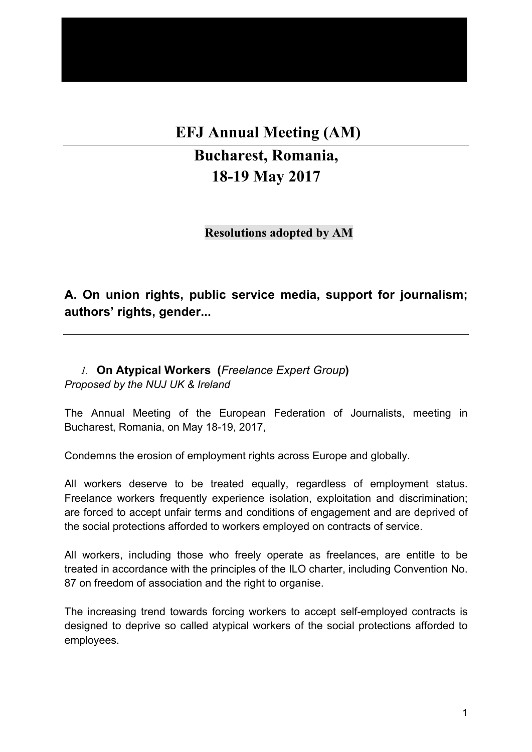# EFJ Annual Meeting (AM)

## Bucharest, Romania,
## 18-19 May 2017

**Resolutions adopted by AM**

## A. On union rights, public service media, support for journalism; authors' rights, gender...

### 1. On Atypical Workers (*Freelance Expert Group*)

*Proposed by the NUJ UK & Ireland*

The Annual Meeting of the European Federation of Journalists, meeting in Bucharest, Romania, on May 18-19, 2017,

Condemns the erosion of employment rights across Europe and globally.

All workers deserve to be treated equally, regardless of employment status. Freelance workers frequently experience isolation, exploitation and discrimination; are forced to accept unfair terms and conditions of engagement and are deprived of the social protections afforded to workers employed on contracts of service.

All workers, including those who freely operate as freelances, are entitle to be treated in accordance with the principles of the ILO charter, including Convention No. 87 on freedom of association and the right to organise.

The increasing trend towards forcing workers to accept self-employed contracts is designed to deprive so called atypical workers of the social protections afforded to employees.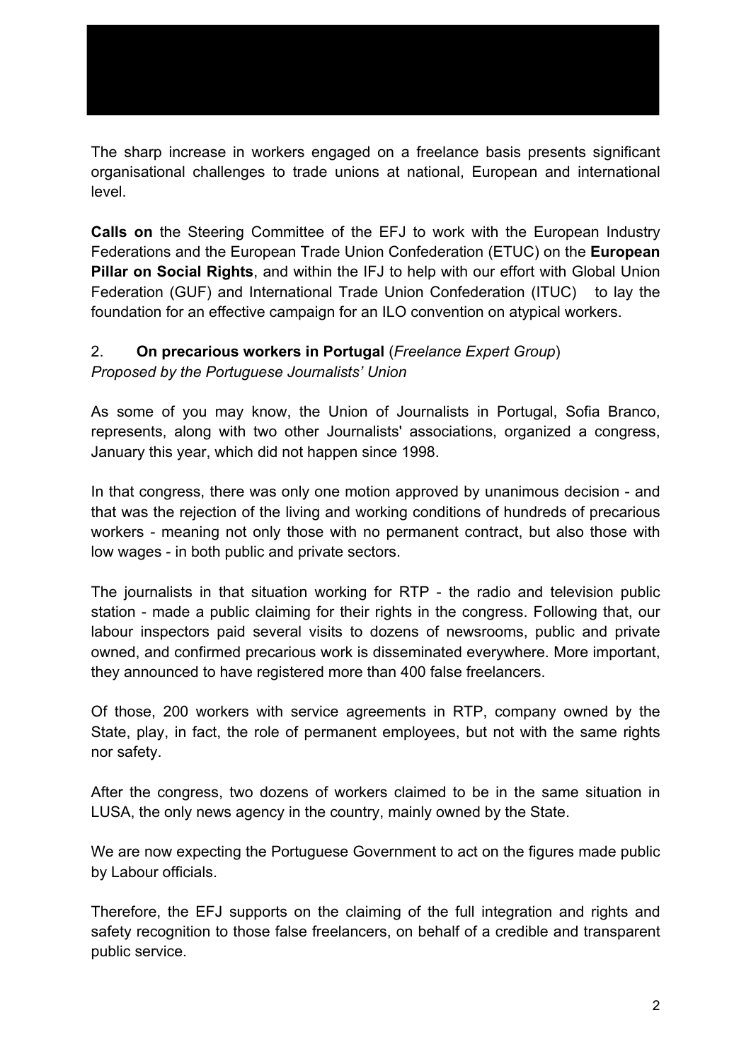The sharp increase in workers engaged on a freelance basis presents significant organisational challenges to trade unions at national, European and international level.

**Calls on** the Steering Committee of the EFJ to work with the European Industry Federations and the European Trade Union Confederation (ETUC) on the **European Pillar on Social Rights**, and within the IFJ to help with our effort with Global Union Federation (GUF) and International Trade Union Confederation (ITUC) to lay the foundation for an effective campaign for an ILO convention on atypical workers.

2. **On precarious workers in Portugal** (*Freelance Expert Group*)
*Proposed by the Portuguese Journalists' Union*

As some of you may know, the Union of Journalists in Portugal, Sofia Branco, represents, along with two other Journalists' associations, organized a congress, January this year, which did not happen since 1998.

In that congress, there was only one motion approved by unanimous decision - and that was the rejection of the living and working conditions of hundreds of precarious workers - meaning not only those with no permanent contract, but also those with low wages - in both public and private sectors.

The journalists in that situation working for RTP - the radio and television public station - made a public claiming for their rights in the congress. Following that, our labour inspectors paid several visits to dozens of newsrooms, public and private owned, and confirmed precarious work is disseminated everywhere. More important, they announced to have registered more than 400 false freelancers.

Of those, 200 workers with service agreements in RTP, company owned by the State, play, in fact, the role of permanent employees, but not with the same rights nor safety.

After the congress, two dozens of workers claimed to be in the same situation in LUSA, the only news agency in the country, mainly owned by the State.

We are now expecting the Portuguese Government to act on the figures made public by Labour officials.

Therefore, the EFJ supports on the claiming of the full integration and rights and safety recognition to those false freelancers, on behalf of a credible and transparent public service.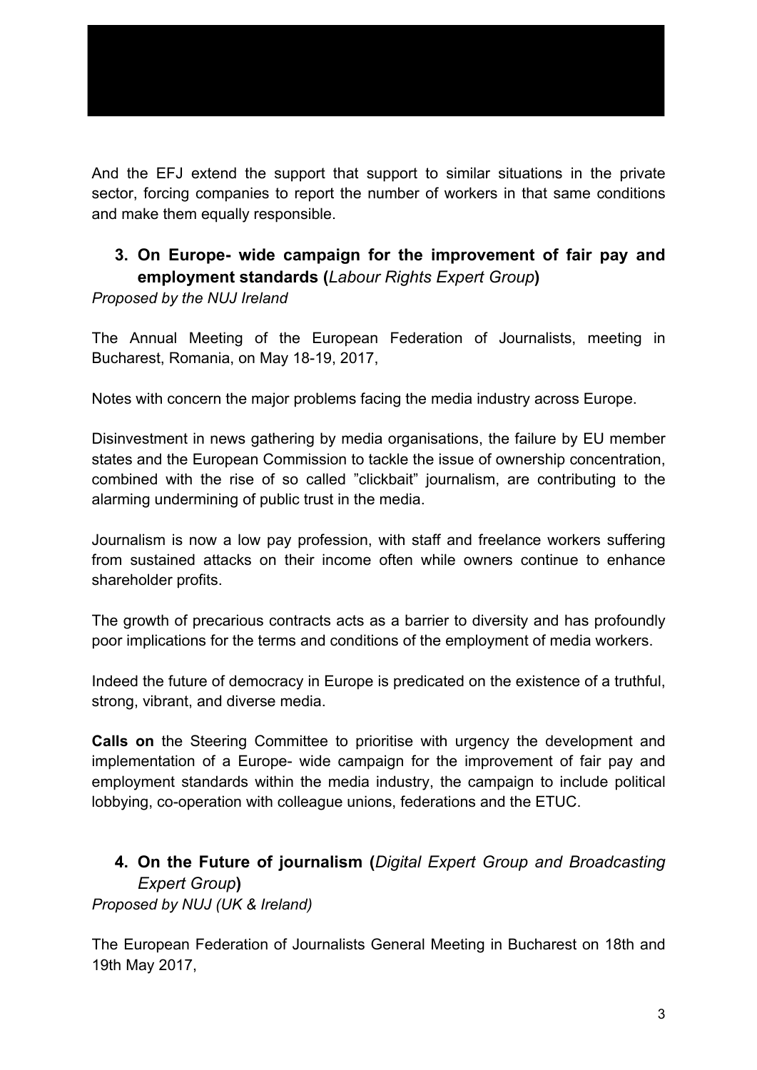And the EFJ extend the support that support to similar situations in the private sector, forcing companies to report the number of workers in that same conditions and make them equally responsible.

### 3. On Europe- wide campaign for the improvement of fair pay and employment standards (*Labour Rights Expert Group*)

*Proposed by the NUJ Ireland*

The Annual Meeting of the European Federation of Journalists, meeting in Bucharest, Romania, on May 18-19, 2017,

Notes with concern the major problems facing the media industry across Europe.

Disinvestment in news gathering by media organisations, the failure by EU member states and the European Commission to tackle the issue of ownership concentration, combined with the rise of so called "clickbait" journalism, are contributing to the alarming undermining of public trust in the media.

Journalism is now a low pay profession, with staff and freelance workers suffering from sustained attacks on their income often while owners continue to enhance shareholder profits.

The growth of precarious contracts acts as a barrier to diversity and has profoundly poor implications for the terms and conditions of the employment of media workers.

Indeed the future of democracy in Europe is predicated on the existence of a truthful, strong, vibrant, and diverse media.

**Calls on** the Steering Committee to prioritise with urgency the development and implementation of a Europe- wide campaign for the improvement of fair pay and employment standards within the media industry, the campaign to include political lobbying, co-operation with colleague unions, federations and the ETUC.

### 4. On the Future of journalism (*Digital Expert Group and Broadcasting Expert Group*)

*Proposed by NUJ (UK & Ireland)*

The European Federation of Journalists General Meeting in Bucharest on 18th and 19th May 2017,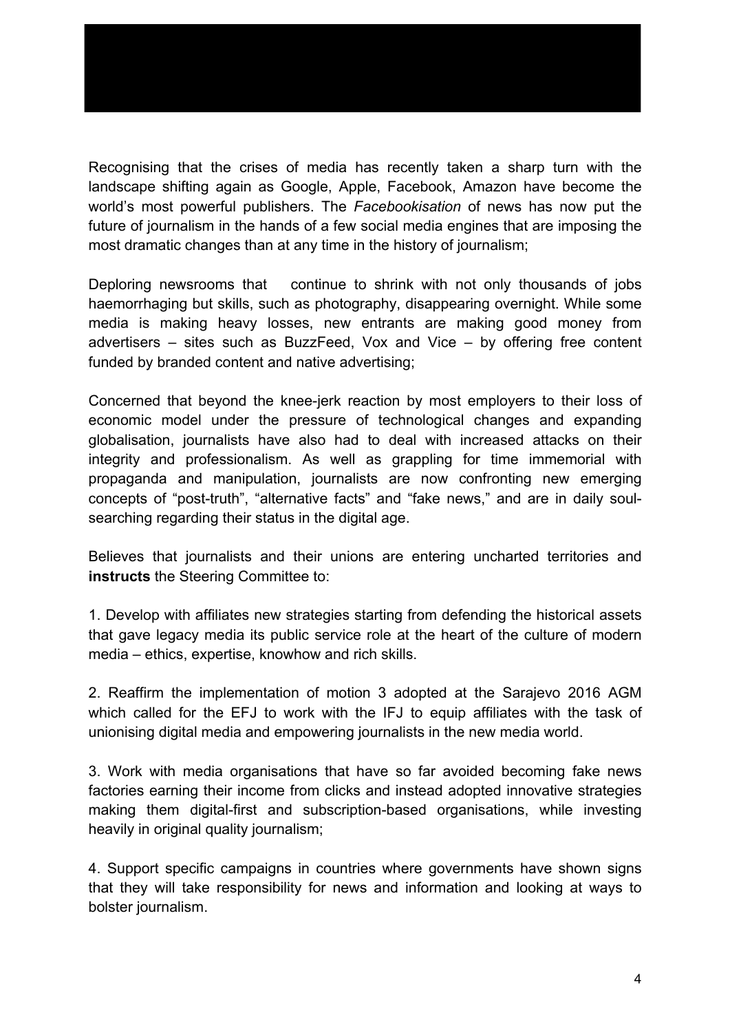Recognising that the crises of media has recently taken a sharp turn with the landscape shifting again as Google, Apple, Facebook, Amazon have become the world's most powerful publishers. The *Facebookisation* of news has now put the future of journalism in the hands of a few social media engines that are imposing the most dramatic changes than at any time in the history of journalism;

Deploring newsrooms that continue to shrink with not only thousands of jobs haemorrhaging but skills, such as photography, disappearing overnight. While some media is making heavy losses, new entrants are making good money from advertisers – sites such as BuzzFeed, Vox and Vice – by offering free content funded by branded content and native advertising;

Concerned that beyond the knee-jerk reaction by most employers to their loss of economic model under the pressure of technological changes and expanding globalisation, journalists have also had to deal with increased attacks on their integrity and professionalism. As well as grappling for time immemorial with propaganda and manipulation, journalists are now confronting new emerging concepts of "post-truth", "alternative facts" and "fake news," and are in daily soul-searching regarding their status in the digital age.

Believes that journalists and their unions are entering uncharted territories and **instructs** the Steering Committee to:

1. Develop with affiliates new strategies starting from defending the historical assets that gave legacy media its public service role at the heart of the culture of modern media – ethics, expertise, knowhow and rich skills.

2. Reaffirm the implementation of motion 3 adopted at the Sarajevo 2016 AGM which called for the EFJ to work with the IFJ to equip affiliates with the task of unionising digital media and empowering journalists in the new media world.

3. Work with media organisations that have so far avoided becoming fake news factories earning their income from clicks and instead adopted innovative strategies making them digital-first and subscription-based organisations, while investing heavily in original quality journalism;

4. Support specific campaigns in countries where governments have shown signs that they will take responsibility for news and information and looking at ways to bolster journalism.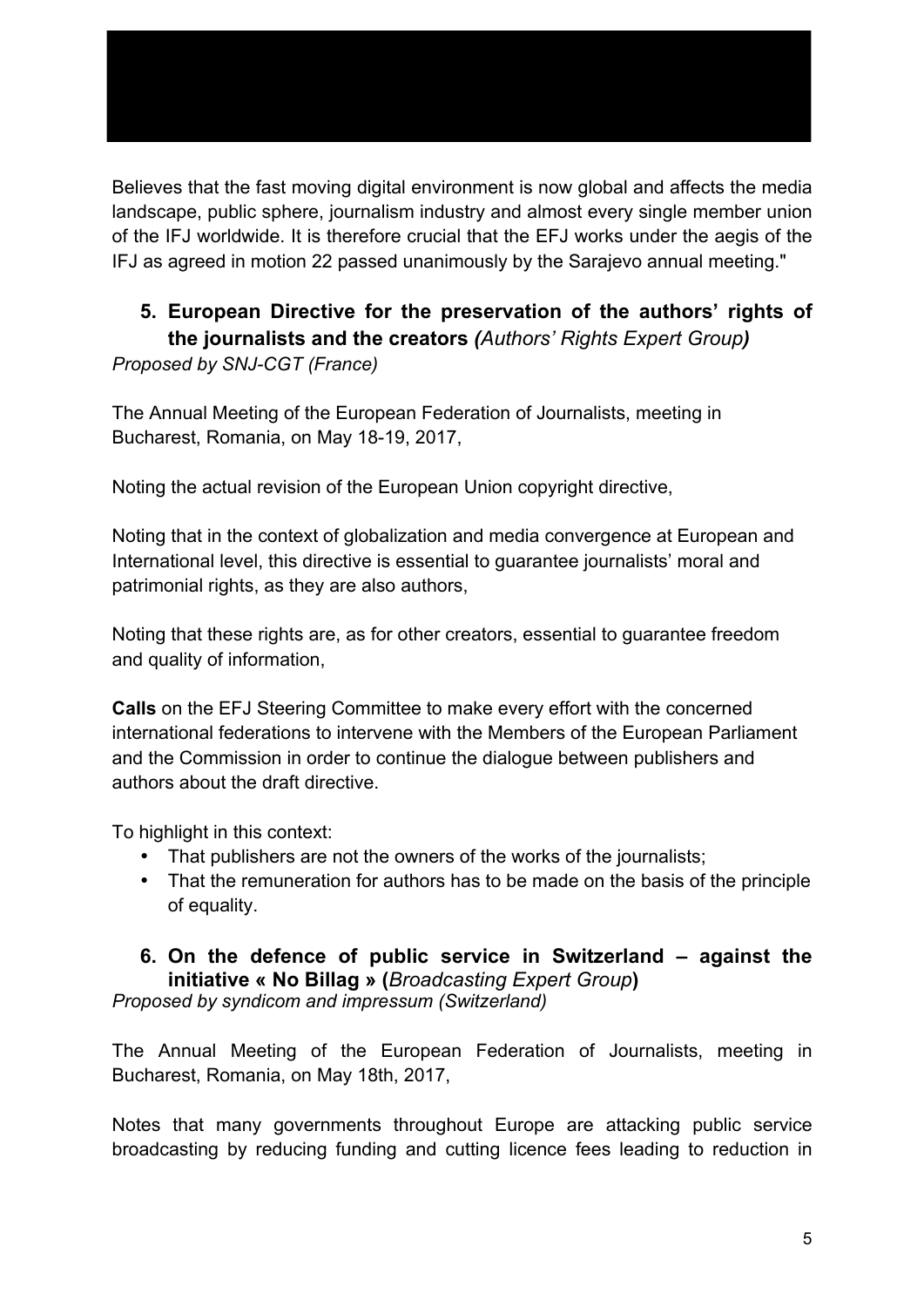Believes that the fast moving digital environment is now global and affects the media landscape, public sphere, journalism industry and almost every single member union of the IFJ worldwide. It is therefore crucial that the EFJ works under the aegis of the IFJ as agreed in motion 22 passed unanimously by the Sarajevo annual meeting."

### 5. European Directive for the preservation of the authors' rights of the journalists and the creators *(Authors' Rights Expert Group)*

*Proposed by SNJ-CGT (France)*

The Annual Meeting of the European Federation of Journalists, meeting in Bucharest, Romania, on May 18-19, 2017,

Noting the actual revision of the European Union copyright directive,

Noting that in the context of globalization and media convergence at European and International level, this directive is essential to guarantee journalists' moral and patrimonial rights, as they are also authors,

Noting that these rights are, as for other creators, essential to guarantee freedom and quality of information,

**Calls** on the EFJ Steering Committee to make every effort with the concerned international federations to intervene with the Members of the European Parliament and the Commission in order to continue the dialogue between publishers and authors about the draft directive.

To highlight in this context:

- That publishers are not the owners of the works of the journalists;
- That the remuneration for authors has to be made on the basis of the principle of equality.

### 6. On the defence of public service in Switzerland – against the initiative « No Billag » (*Broadcasting Expert Group*)

*Proposed by syndicom and impressum (Switzerland)*

The Annual Meeting of the European Federation of Journalists, meeting in Bucharest, Romania, on May 18th, 2017,

Notes that many governments throughout Europe are attacking public service broadcasting by reducing funding and cutting licence fees leading to reduction in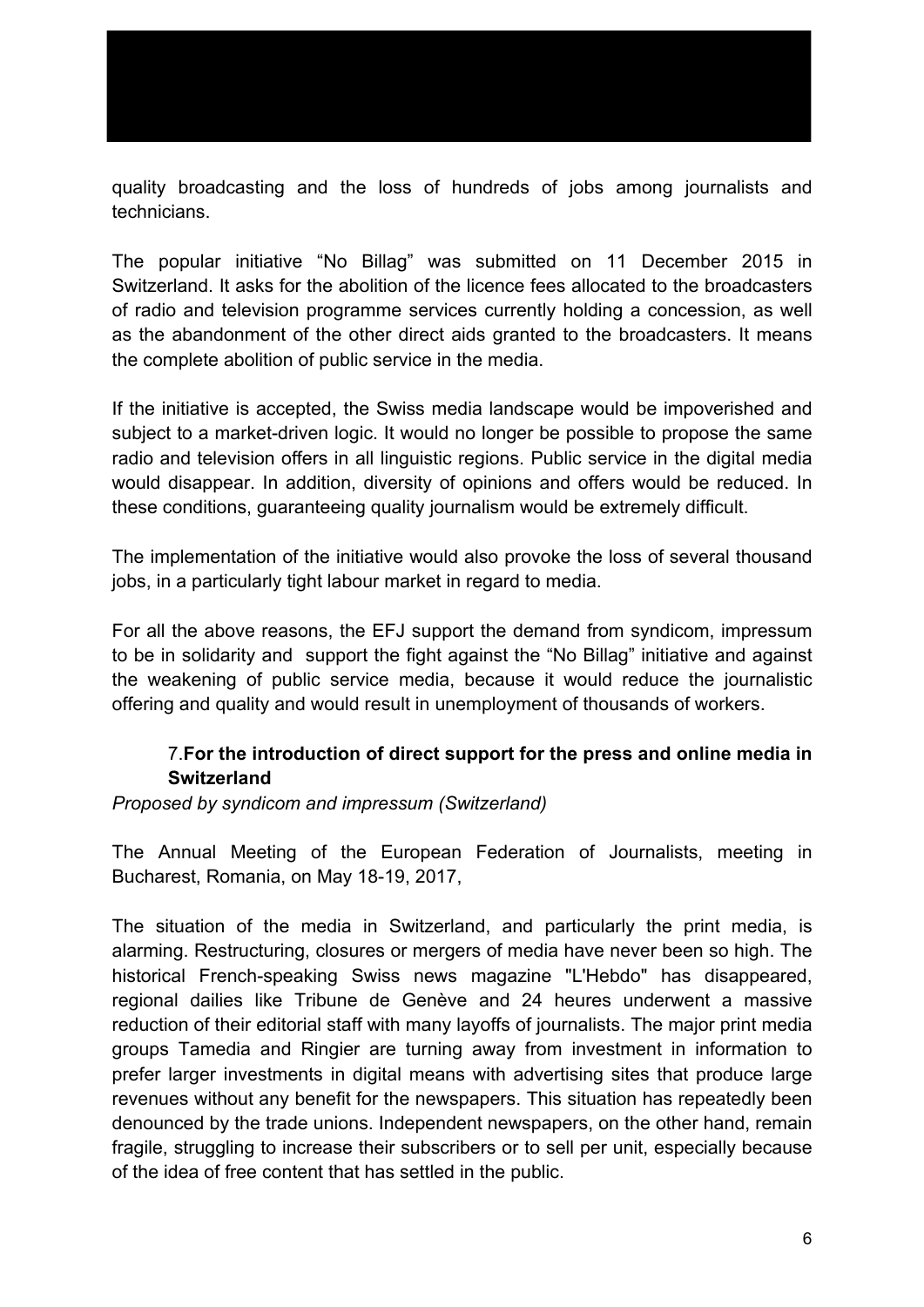quality broadcasting and the loss of hundreds of jobs among journalists and technicians.

The popular initiative “No Billag” was submitted on 11 December 2015 in Switzerland. It asks for the abolition of the licence fees allocated to the broadcasters of radio and television programme services currently holding a concession, as well as the abandonment of the other direct aids granted to the broadcasters. It means the complete abolition of public service in the media.

If the initiative is accepted, the Swiss media landscape would be impoverished and subject to a market-driven logic. It would no longer be possible to propose the same radio and television offers in all linguistic regions. Public service in the digital media would disappear. In addition, diversity of opinions and offers would be reduced. In these conditions, guaranteeing quality journalism would be extremely difficult.

The implementation of the initiative would also provoke the loss of several thousand jobs, in a particularly tight labour market in regard to media.

For all the above reasons, the EFJ support the demand from syndicom, impressum to be in solidarity and support the fight against the “No Billag” initiative and against the weakening of public service media, because it would reduce the journalistic offering and quality and would result in unemployment of thousands of workers.

7. **For the introduction of direct support for the press and online media in Switzerland**

*Proposed by syndicom and impressum (Switzerland)*

The Annual Meeting of the European Federation of Journalists, meeting in Bucharest, Romania, on May 18-19, 2017,

The situation of the media in Switzerland, and particularly the print media, is alarming. Restructuring, closures or mergers of media have never been so high. The historical French-speaking Swiss news magazine "L'Hebdo" has disappeared, regional dailies like Tribune de Genève and 24 heures underwent a massive reduction of their editorial staff with many layoffs of journalists. The major print media groups Tamedia and Ringier are turning away from investment in information to prefer larger investments in digital means with advertising sites that produce large revenues without any benefit for the newspapers. This situation has repeatedly been denounced by the trade unions. Independent newspapers, on the other hand, remain fragile, struggling to increase their subscribers or to sell per unit, especially because of the idea of free content that has settled in the public.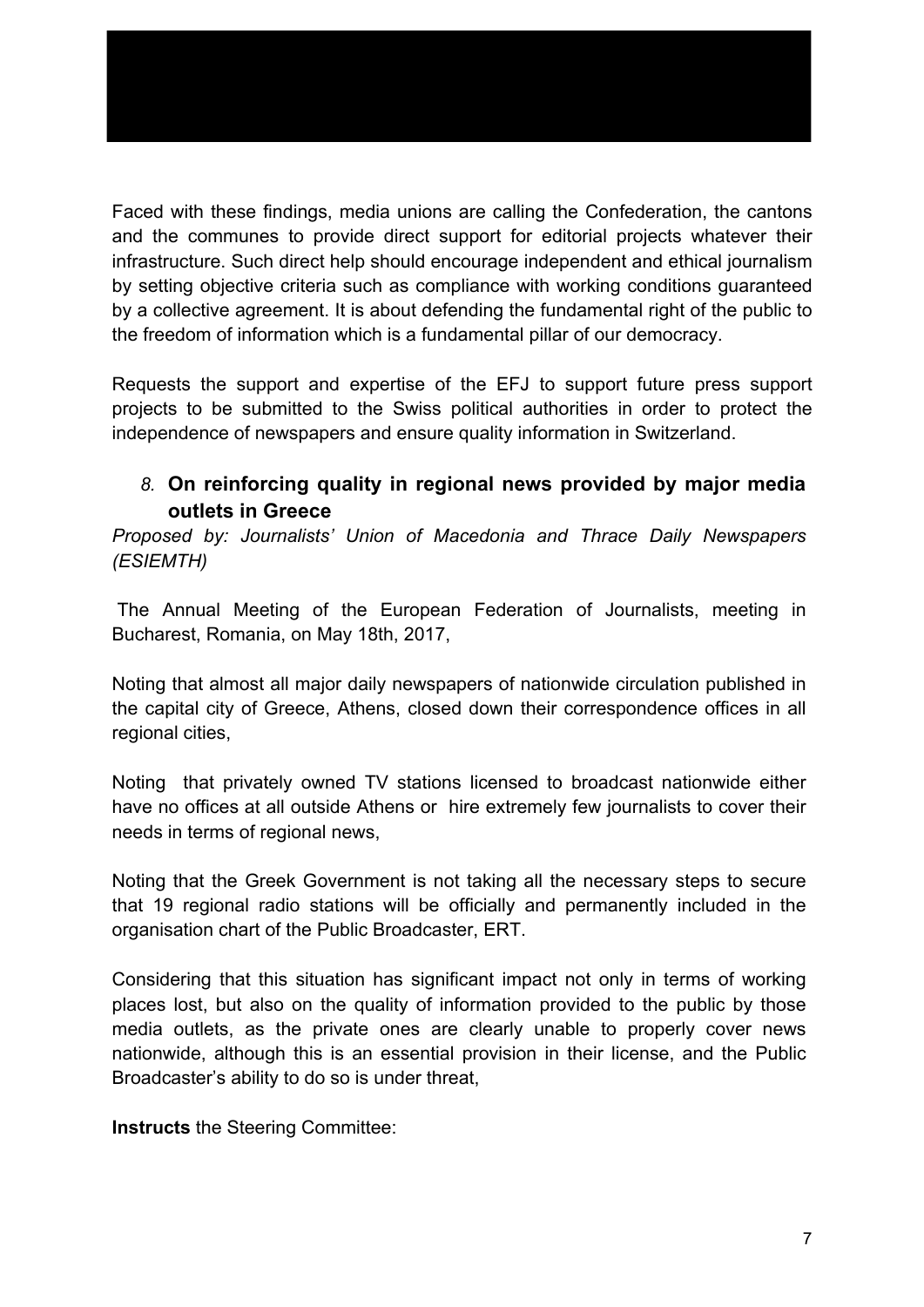Faced with these findings, media unions are calling the Confederation, the cantons and the communes to provide direct support for editorial projects whatever their infrastructure. Such direct help should encourage independent and ethical journalism by setting objective criteria such as compliance with working conditions guaranteed by a collective agreement. It is about defending the fundamental right of the public to the freedom of information which is a fundamental pillar of our democracy.

Requests the support and expertise of the EFJ to support future press support projects to be submitted to the Swiss political authorities in order to protect the independence of newspapers and ensure quality information in Switzerland.

### *8.* On reinforcing quality in regional news provided by major media outlets in Greece

*Proposed by: Journalists' Union of Macedonia and Thrace Daily Newspapers (ESIEMTH)*

The Annual Meeting of the European Federation of Journalists, meeting in Bucharest, Romania, on May 18th, 2017,

Noting that almost all major daily newspapers of nationwide circulation published in the capital city of Greece, Athens, closed down their correspondence offices in all regional cities,

Noting that privately owned TV stations licensed to broadcast nationwide either have no offices at all outside Athens or hire extremely few journalists to cover their needs in terms of regional news,

Noting that the Greek Government is not taking all the necessary steps to secure that 19 regional radio stations will be officially and permanently included in the organisation chart of the Public Broadcaster, ERT.

Considering that this situation has significant impact not only in terms of working places lost, but also on the quality of information provided to the public by those media outlets, as the private ones are clearly unable to properly cover news nationwide, although this is an essential provision in their license, and the Public Broadcaster's ability to do so is under threat,

**Instructs** the Steering Committee: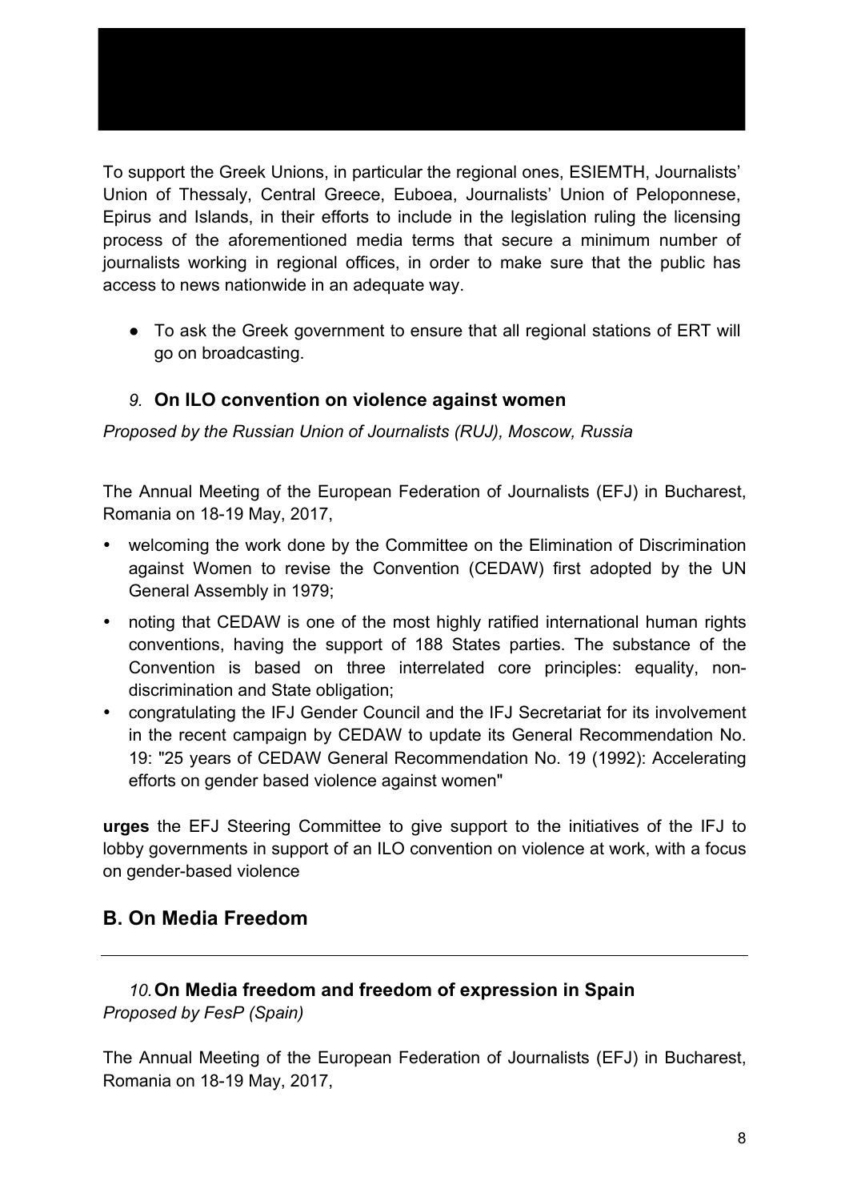To support the Greek Unions, in particular the regional ones, ESIEMTH, Journalists' Union of Thessaly, Central Greece, Euboea, Journalists' Union of Peloponnese, Epirus and Islands, in their efforts to include in the legislation ruling the licensing process of the aforementioned media terms that secure a minimum number of journalists working in regional offices, in order to make sure that the public has access to news nationwide in an adequate way.

- To ask the Greek government to ensure that all regional stations of ERT will go on broadcasting.

### *9.* On ILO convention on violence against women

*Proposed by the Russian Union of Journalists (RUJ), Moscow, Russia*

The Annual Meeting of the European Federation of Journalists (EFJ) in Bucharest, Romania on 18-19 May, 2017,

- welcoming the work done by the Committee on the Elimination of Discrimination against Women to revise the Convention (CEDAW) first adopted by the UN General Assembly in 1979;
- noting that CEDAW is one of the most highly ratified international human rights conventions, having the support of 188 States parties. The substance of the Convention is based on three interrelated core principles: equality, non-discrimination and State obligation;
- congratulating the IFJ Gender Council and the IFJ Secretariat for its involvement in the recent campaign by CEDAW to update its General Recommendation No. 19: "25 years of CEDAW General Recommendation No. 19 (1992): Accelerating efforts on gender based violence against women"

**urges** the EFJ Steering Committee to give support to the initiatives of the IFJ to lobby governments in support of an ILO convention on violence at work, with a focus on gender-based violence

## B. On Media Freedom

---

### *10.* On Media freedom and freedom of expression in Spain

*Proposed by FesP (Spain)*

The Annual Meeting of the European Federation of Journalists (EFJ) in Bucharest, Romania on 18-19 May, 2017,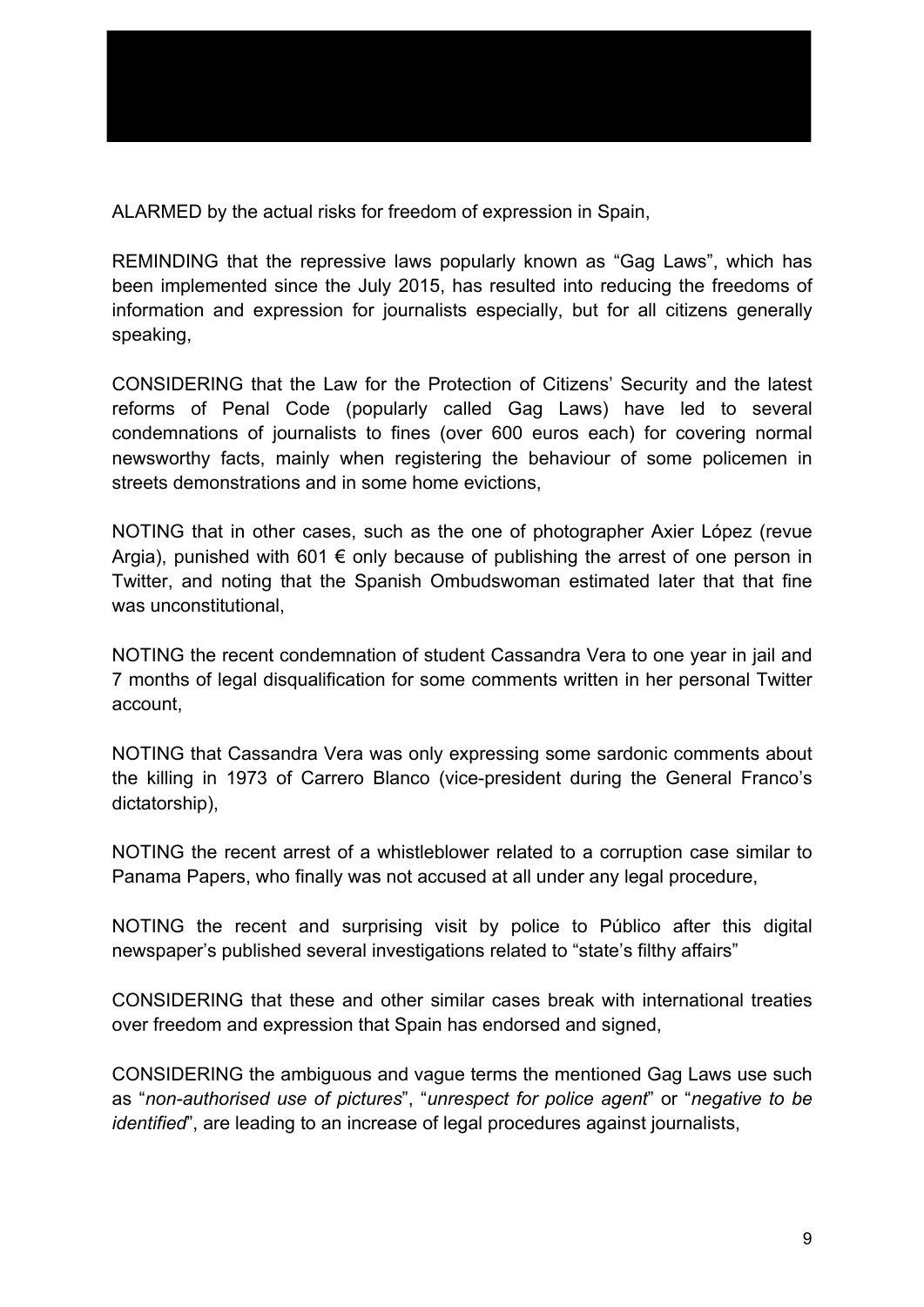ALARMED by the actual risks for freedom of expression in Spain,

REMINDING that the repressive laws popularly known as “Gag Laws”, which has been implemented since the July 2015, has resulted into reducing the freedoms of information and expression for journalists especially, but for all citizens generally speaking,

CONSIDERING that the Law for the Protection of Citizens’ Security and the latest reforms of Penal Code (popularly called Gag Laws) have led to several condemnations of journalists to fines (over 600 euros each) for covering normal newsworthy facts, mainly when registering the behaviour of some policemen in streets demonstrations and in some home evictions,

NOTING that in other cases, such as the one of photographer Axier López (revue Argia), punished with 601 € only because of publishing the arrest of one person in Twitter, and noting that the Spanish Ombudswoman estimated later that that fine was unconstitutional,

NOTING the recent condemnation of student Cassandra Vera to one year in jail and 7 months of legal disqualification for some comments written in her personal Twitter account,

NOTING that Cassandra Vera was only expressing some sardonic comments about the killing in 1973 of Carrero Blanco (vice-president during the General Franco’s dictatorship),

NOTING the recent arrest of a whistleblower related to a corruption case similar to Panama Papers, who finally was not accused at all under any legal procedure,

NOTING the recent and surprising visit by police to Público after this digital newspaper’s published several investigations related to “state’s filthy affairs”

CONSIDERING that these and other similar cases break with international treaties over freedom and expression that Spain has endorsed and signed,

CONSIDERING the ambiguous and vague terms the mentioned Gag Laws use such as “*non-authorised use of pictures*”, “*unrespect for police agent*” or “*negative to be identified*”, are leading to an increase of legal procedures against journalists,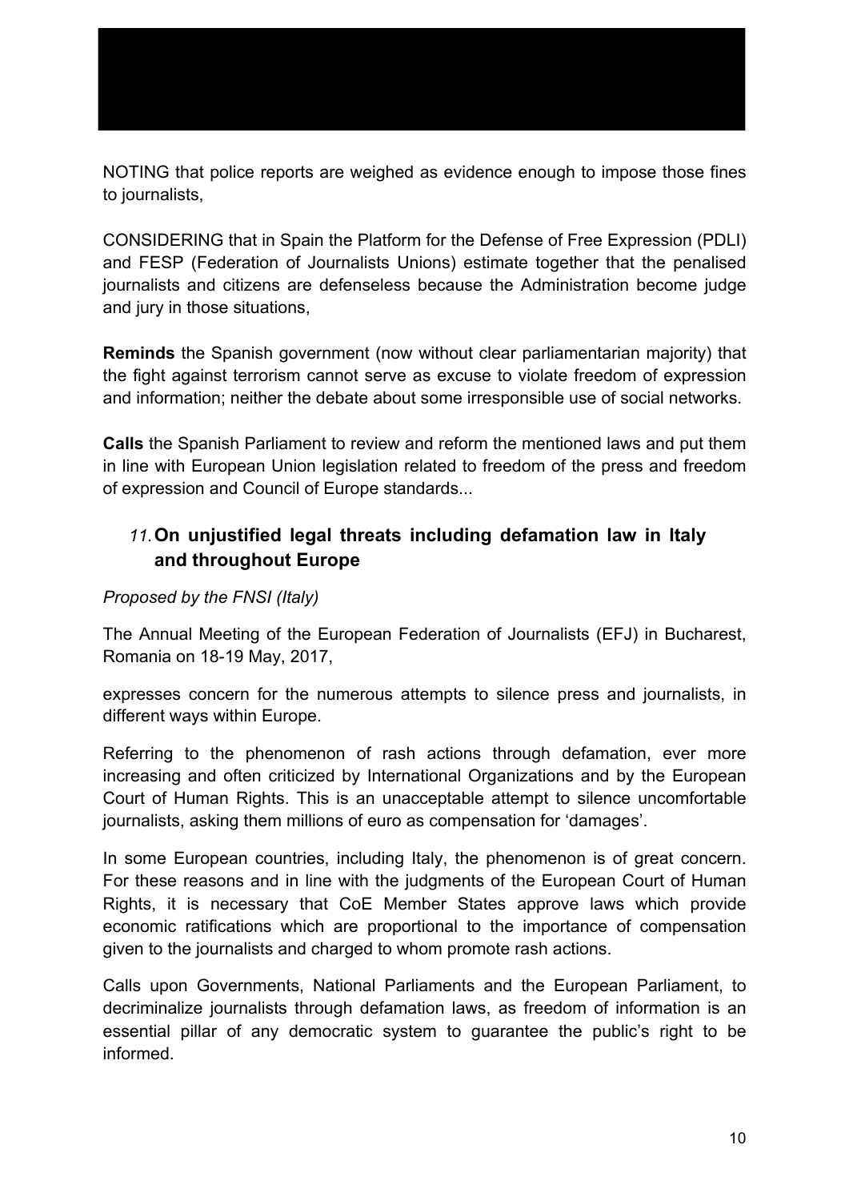NOTING that police reports are weighed as evidence enough to impose those fines to journalists,

CONSIDERING that in Spain the Platform for the Defense of Free Expression (PDLI) and FESP (Federation of Journalists Unions) estimate together that the penalised journalists and citizens are defenseless because the Administration become judge and jury in those situations,

**Reminds** the Spanish government (now without clear parliamentarian majority) that the fight against terrorism cannot serve as excuse to violate freedom of expression and information; neither the debate about some irresponsible use of social networks.

**Calls** the Spanish Parliament to review and reform the mentioned laws and put them in line with European Union legislation related to freedom of the press and freedom of expression and Council of Europe standards...

### *11.* On unjustified legal threats including defamation law in Italy and throughout Europe

*Proposed by the FNSI (Italy)*

The Annual Meeting of the European Federation of Journalists (EFJ) in Bucharest, Romania on 18-19 May, 2017,

expresses concern for the numerous attempts to silence press and journalists, in different ways within Europe.

Referring to the phenomenon of rash actions through defamation, ever more increasing and often criticized by International Organizations and by the European Court of Human Rights. This is an unacceptable attempt to silence uncomfortable journalists, asking them millions of euro as compensation for 'damages'.

In some European countries, including Italy, the phenomenon is of great concern. For these reasons and in line with the judgments of the European Court of Human Rights, it is necessary that CoE Member States approve laws which provide economic ratifications which are proportional to the importance of compensation given to the journalists and charged to whom promote rash actions.

Calls upon Governments, National Parliaments and the European Parliament, to decriminalize journalists through defamation laws, as freedom of information is an essential pillar of any democratic system to guarantee the public's right to be informed.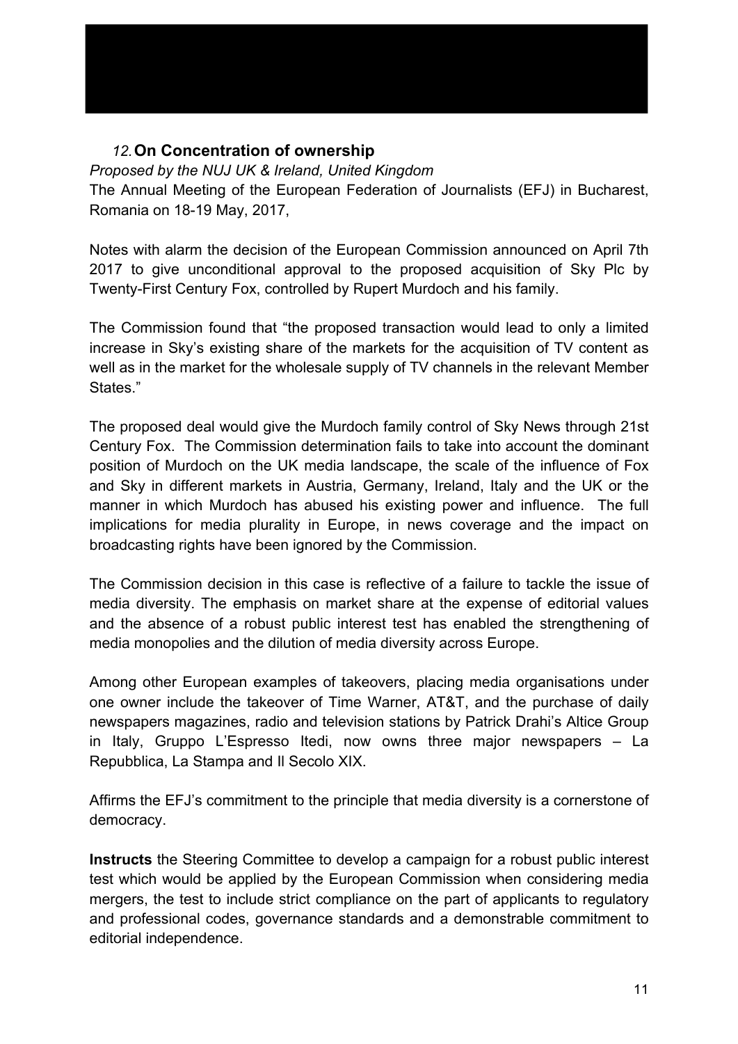## 12. On Concentration of ownership

*Proposed by the NUJ UK & Ireland, United Kingdom*

The Annual Meeting of the European Federation of Journalists (EFJ) in Bucharest, Romania on 18-19 May, 2017,

Notes with alarm the decision of the European Commission announced on April 7th 2017 to give unconditional approval to the proposed acquisition of Sky Plc by Twenty-First Century Fox, controlled by Rupert Murdoch and his family.

The Commission found that "the proposed transaction would lead to only a limited increase in Sky's existing share of the markets for the acquisition of TV content as well as in the market for the wholesale supply of TV channels in the relevant Member States."

The proposed deal would give the Murdoch family control of Sky News through 21st Century Fox. The Commission determination fails to take into account the dominant position of Murdoch on the UK media landscape, the scale of the influence of Fox and Sky in different markets in Austria, Germany, Ireland, Italy and the UK or the manner in which Murdoch has abused his existing power and influence. The full implications for media plurality in Europe, in news coverage and the impact on broadcasting rights have been ignored by the Commission.

The Commission decision in this case is reflective of a failure to tackle the issue of media diversity. The emphasis on market share at the expense of editorial values and the absence of a robust public interest test has enabled the strengthening of media monopolies and the dilution of media diversity across Europe.

Among other European examples of takeovers, placing media organisations under one owner include the takeover of Time Warner, AT&T, and the purchase of daily newspapers magazines, radio and television stations by Patrick Drahi's Altice Group in Italy, Gruppo L'Espresso Itedi, now owns three major newspapers – La Repubblica, La Stampa and Il Secolo XIX.

Affirms the EFJ's commitment to the principle that media diversity is a cornerstone of democracy.

**Instructs** the Steering Committee to develop a campaign for a robust public interest test which would be applied by the European Commission when considering media mergers, the test to include strict compliance on the part of applicants to regulatory and professional codes, governance standards and a demonstrable commitment to editorial independence.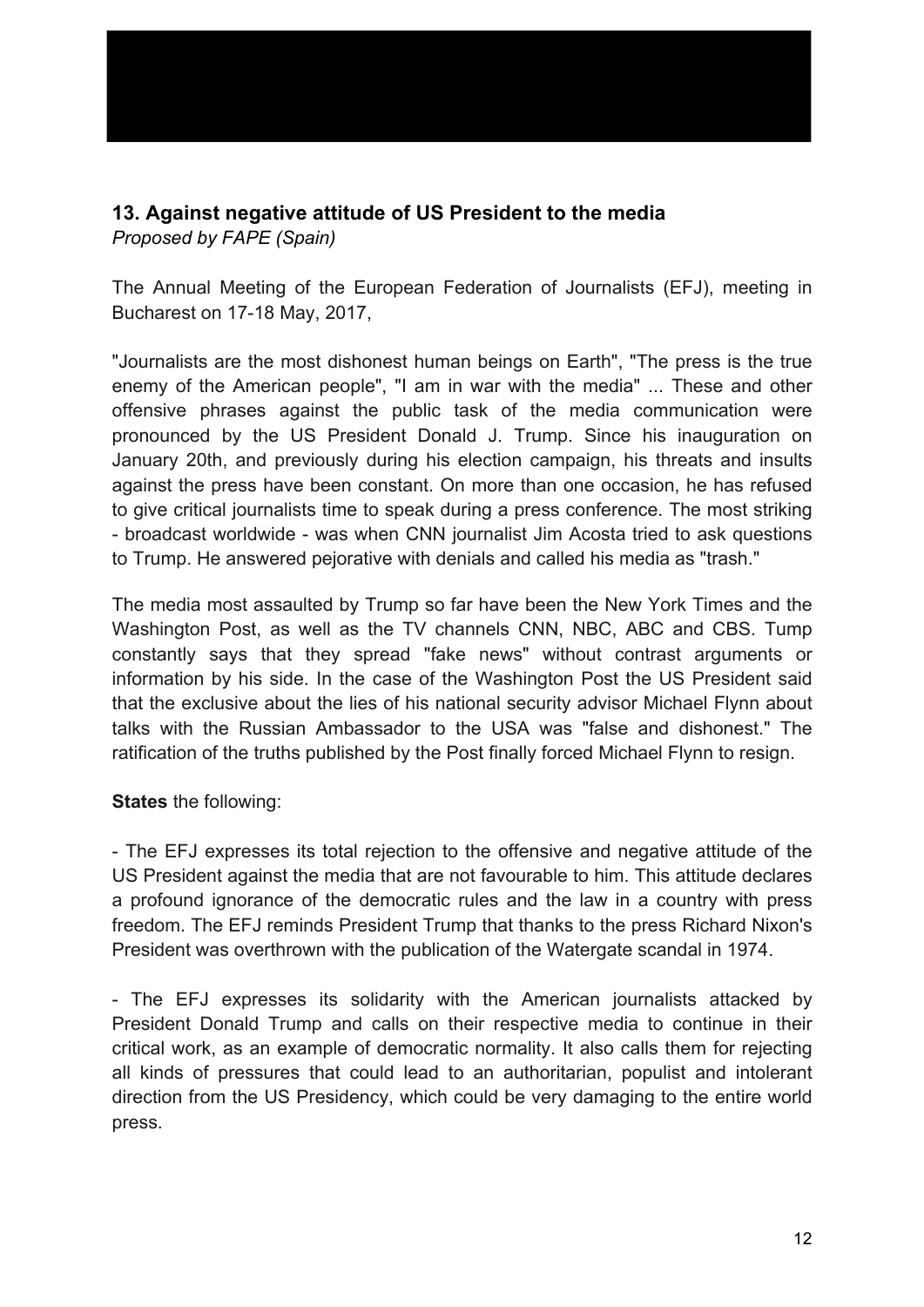### 13. Against negative attitude of US President to the media

*Proposed by FAPE (Spain)*

The Annual Meeting of the European Federation of Journalists (EFJ), meeting in Bucharest on 17-18 May, 2017,

"Journalists are the most dishonest human beings on Earth", "The press is the true enemy of the American people", "I am in war with the media" ... These and other offensive phrases against the public task of the media communication were pronounced by the US President Donald J. Trump. Since his inauguration on January 20th, and previously during his election campaign, his threats and insults against the press have been constant. On more than one occasion, he has refused to give critical journalists time to speak during a press conference. The most striking - broadcast worldwide - was when CNN journalist Jim Acosta tried to ask questions to Trump. He answered pejorative with denials and called his media as "trash."

The media most assaulted by Trump so far have been the New York Times and the Washington Post, as well as the TV channels CNN, NBC, ABC and CBS. Tump constantly says that they spread "fake news" without contrast arguments or information by his side. In the case of the Washington Post the US President said that the exclusive about the lies of his national security advisor Michael Flynn about talks with the Russian Ambassador to the USA was "false and dishonest." The ratification of the truths published by the Post finally forced Michael Flynn to resign.

**States** the following:

- The EFJ expresses its total rejection to the offensive and negative attitude of the US President against the media that are not favourable to him. This attitude declares a profound ignorance of the democratic rules and the law in a country with press freedom. The EFJ reminds President Trump that thanks to the press Richard Nixon's President was overthrown with the publication of the Watergate scandal in 1974.

- The EFJ expresses its solidarity with the American journalists attacked by President Donald Trump and calls on their respective media to continue in their critical work, as an example of democratic normality. It also calls them for rejecting all kinds of pressures that could lead to an authoritarian, populist and intolerant direction from the US Presidency, which could be very damaging to the entire world press.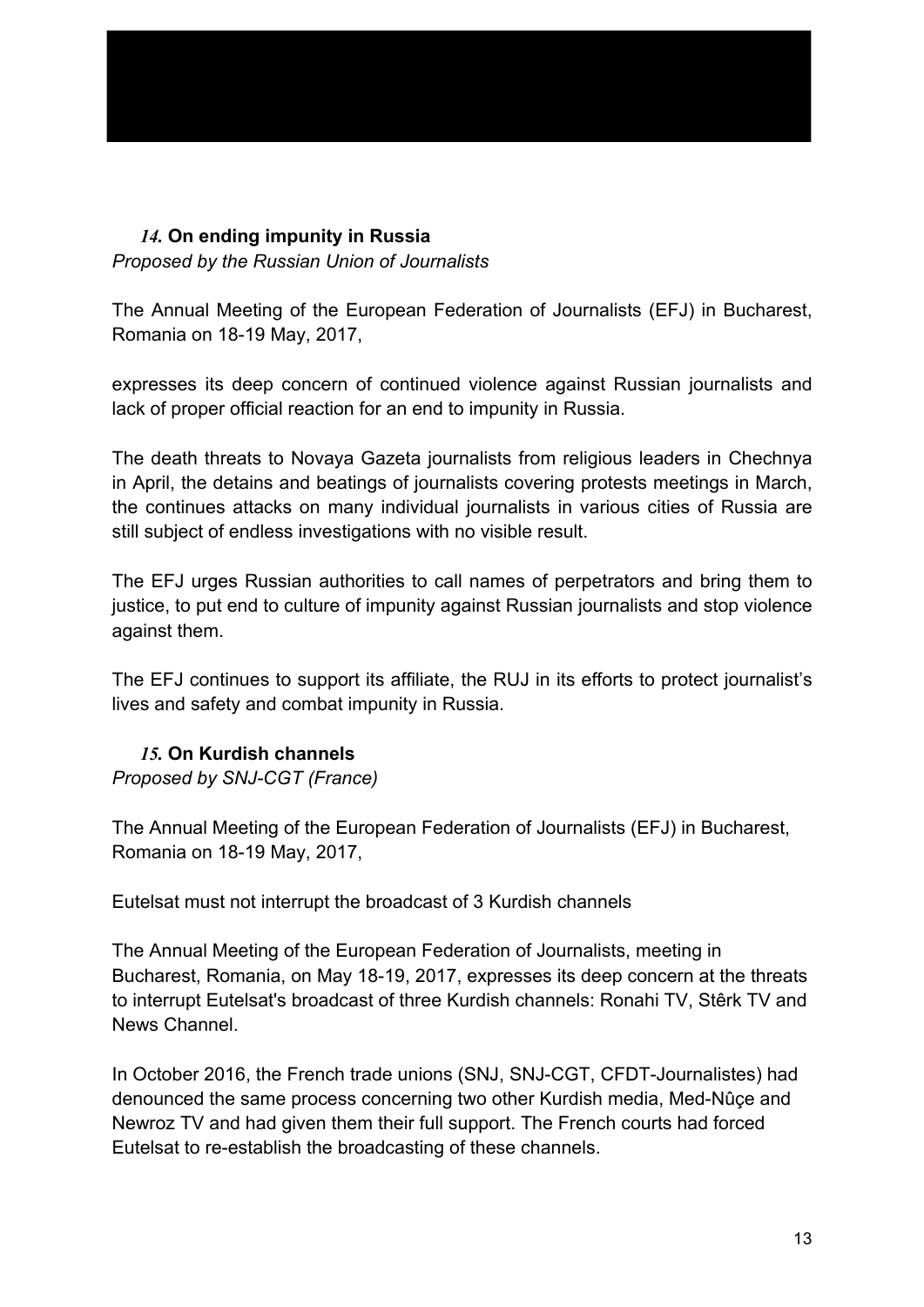### *14*. On ending impunity in Russia

*Proposed by the Russian Union of Journalists*

The Annual Meeting of the European Federation of Journalists (EFJ) in Bucharest, Romania on 18-19 May, 2017,

expresses its deep concern of continued violence against Russian journalists and lack of proper official reaction for an end to impunity in Russia.

The death threats to Novaya Gazeta journalists from religious leaders in Chechnya in April, the detains and beatings of journalists covering protests meetings in March, the continues attacks on many individual journalists in various cities of Russia are still subject of endless investigations with no visible result.

The EFJ urges Russian authorities to call names of perpetrators and bring them to justice, to put end to culture of impunity against Russian journalists and stop violence against them.

The EFJ continues to support its affiliate, the RUJ in its efforts to protect journalist's lives and safety and combat impunity in Russia.

### *15*. On Kurdish channels

*Proposed by SNJ-CGT (France)*

The Annual Meeting of the European Federation of Journalists (EFJ) in Bucharest, Romania on 18-19 May, 2017,

Eutelsat must not interrupt the broadcast of 3 Kurdish channels

The Annual Meeting of the European Federation of Journalists, meeting in Bucharest, Romania, on May 18-19, 2017, expresses its deep concern at the threats to interrupt Eutelsat's broadcast of three Kurdish channels: Ronahi TV, Stêrk TV and News Channel.

In October 2016, the French trade unions (SNJ, SNJ-CGT, CFDT-Journalistes) had denounced the same process concerning two other Kurdish media, Med-Nûçe and Newroz TV and had given them their full support. The French courts had forced Eutelsat to re-establish the broadcasting of these channels.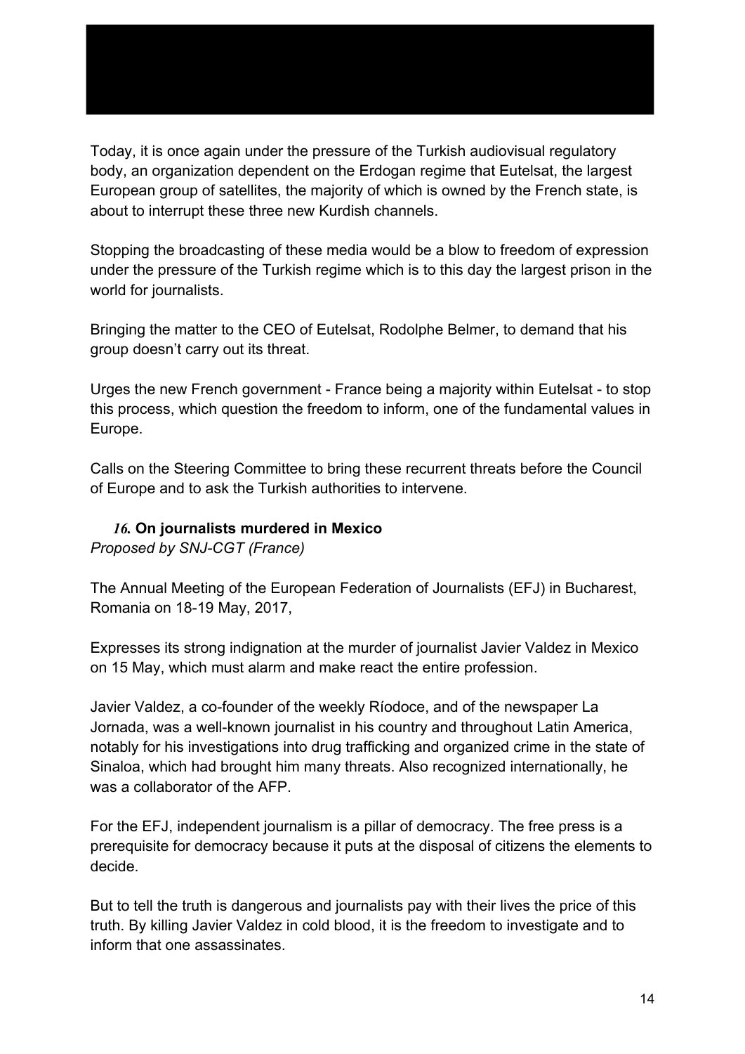Today, it is once again under the pressure of the Turkish audiovisual regulatory body, an organization dependent on the Erdogan regime that Eutelsat, the largest European group of satellites, the majority of which is owned by the French state, is about to interrupt these three new Kurdish channels.

Stopping the broadcasting of these media would be a blow to freedom of expression under the pressure of the Turkish regime which is to this day the largest prison in the world for journalists.

Bringing the matter to the CEO of Eutelsat, Rodolphe Belmer, to demand that his group doesn't carry out its threat.

Urges the new French government - France being a majority within Eutelsat - to stop this process, which question the freedom to inform, one of the fundamental values in Europe.

Calls on the Steering Committee to bring these recurrent threats before the Council of Europe and to ask the Turkish authorities to intervene.

### *16.* On journalists murdered in Mexico

*Proposed by SNJ-CGT (France)*

The Annual Meeting of the European Federation of Journalists (EFJ) in Bucharest, Romania on 18-19 May, 2017,

Expresses its strong indignation at the murder of journalist Javier Valdez in Mexico on 15 May, which must alarm and make react the entire profession.

Javier Valdez, a co-founder of the weekly Ríodoce, and of the newspaper La Jornada, was a well-known journalist in his country and throughout Latin America, notably for his investigations into drug trafficking and organized crime in the state of Sinaloa, which had brought him many threats. Also recognized internationally, he was a collaborator of the AFP.

For the EFJ, independent journalism is a pillar of democracy. The free press is a prerequisite for democracy because it puts at the disposal of citizens the elements to decide.

But to tell the truth is dangerous and journalists pay with their lives the price of this truth. By killing Javier Valdez in cold blood, it is the freedom to investigate and to inform that one assassinates.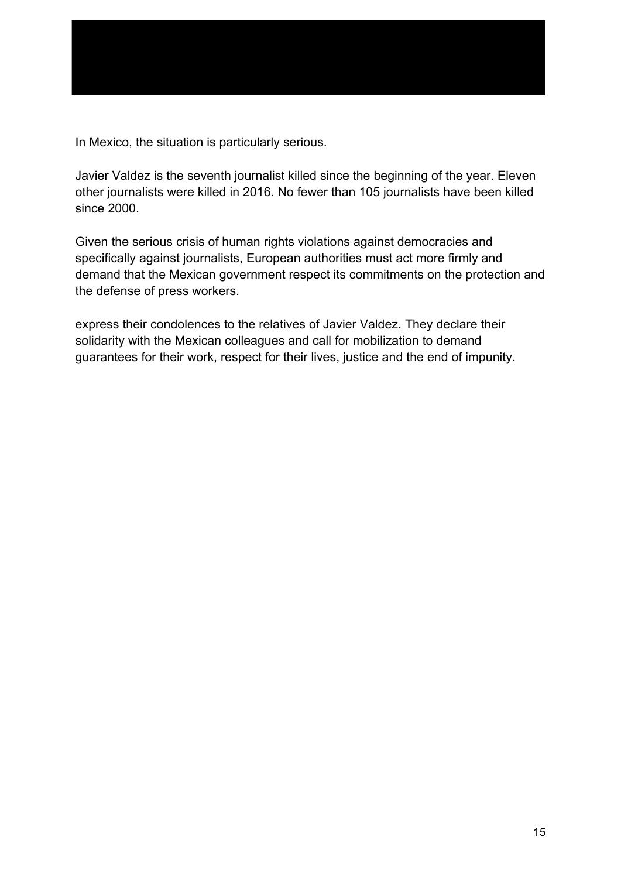In Mexico, the situation is particularly serious.

Javier Valdez is the seventh journalist killed since the beginning of the year. Eleven other journalists were killed in 2016. No fewer than 105 journalists have been killed since 2000.

Given the serious crisis of human rights violations against democracies and specifically against journalists, European authorities must act more firmly and demand that the Mexican government respect its commitments on the protection and the defense of press workers.

express their condolences to the relatives of Javier Valdez. They declare their solidarity with the Mexican colleagues and call for mobilization to demand guarantees for their work, respect for their lives, justice and the end of impunity.